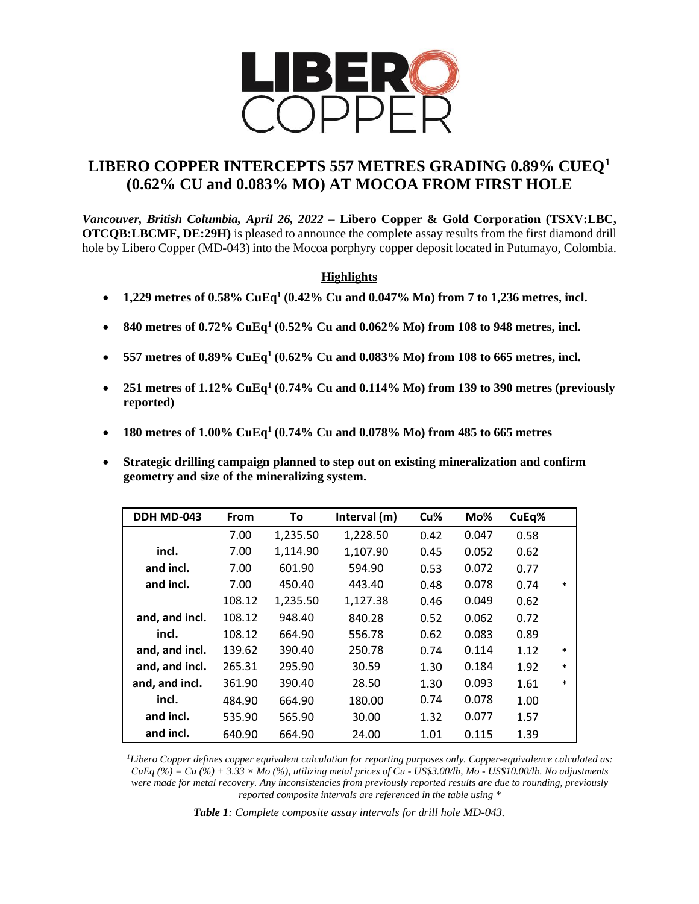# LIBERO COPPER INTERCEPTS 557 METRES GRADING 0.89% CUEQ[1] (0.62% CU and 0.083% MO) AT MOCOA FROM FIRST HOLE

***Vancouver, British Columbia, April 26, 2022*** **– Libero Copper & Gold Corporation (TSXV:LBC, OTCQB:LBCMF, DE:29H)** is pleased to announce the complete assay results from the first diamond drill hole by Libero Copper (MD-043) into the Mocoa porphyry copper deposit located in Putumayo, Colombia.

## Highlights

- **1,229 metres of 0.58% CuEq[1] (0.42% Cu and 0.047% Mo) from 7 to 1,236 metres, incl.**
- **840 metres of 0.72% CuEq[1] (0.52% Cu and 0.062% Mo) from 108 to 948 metres, incl.**
- **557 metres of 0.89% CuEq[1] (0.62% Cu and 0.083% Mo) from 108 to 665 metres, incl.**
- **251 metres of 1.12% CuEq[1] (0.74% Cu and 0.114% Mo) from 139 to 390 metres (previously reported)**
- **180 metres of 1.00% CuEq[1] (0.74% Cu and 0.078% Mo) from 485 to 665 metres**
- **Strategic drilling campaign planned to step out on existing mineralization and confirm geometry and size of the mineralizing system.**

| DDH MD-043 | From | To | Interval (m) | Cu% | Mo% | CuEq% | |
|---|---|---|---|---|---|---|---|
| | 7.00 | 1,235.50 | 1,228.50 | 0.42 | 0.047 | 0.58 | |
| incl. | 7.00 | 1,114.90 | 1,107.90 | 0.45 | 0.052 | 0.62 | |
| and incl. | 7.00 | 601.90 | 594.90 | 0.53 | 0.072 | 0.77 | |
| and incl. | 7.00 | 450.40 | 443.40 | 0.48 | 0.078 | 0.74 | * |
| | 108.12 | 1,235.50 | 1,127.38 | 0.46 | 0.049 | 0.62 | |
| and, and incl. | 108.12 | 948.40 | 840.28 | 0.52 | 0.062 | 0.72 | |
| incl. | 108.12 | 664.90 | 556.78 | 0.62 | 0.083 | 0.89 | |
| and, and incl. | 139.62 | 390.40 | 250.78 | 0.74 | 0.114 | 1.12 | * |
| and, and incl. | 265.31 | 295.90 | 30.59 | 1.30 | 0.184 | 1.92 | * |
| and, and incl. | 361.90 | 390.40 | 28.50 | 1.30 | 0.093 | 1.61 | * |
| incl. | 484.90 | 664.90 | 180.00 | 0.74 | 0.078 | 1.00 | |
| and incl. | 535.90 | 565.90 | 30.00 | 1.32 | 0.077 | 1.57 | |
| and incl. | 640.90 | 664.90 | 24.00 | 1.01 | 0.115 | 1.39 | |

*[1]Libero Copper defines copper equivalent calculation for reporting purposes only. Copper-equivalence calculated as: CuEq (%) = Cu (%) + 3.33 × Mo (%), utilizing metal prices of Cu - US$3.00/lb, Mo - US$10.00/lb. No adjustments were made for metal recovery. Any inconsistencies from previously reported results are due to rounding, previously reported composite intervals are referenced in the table using **

***Table 1****: Complete composite assay intervals for drill hole MD-043.*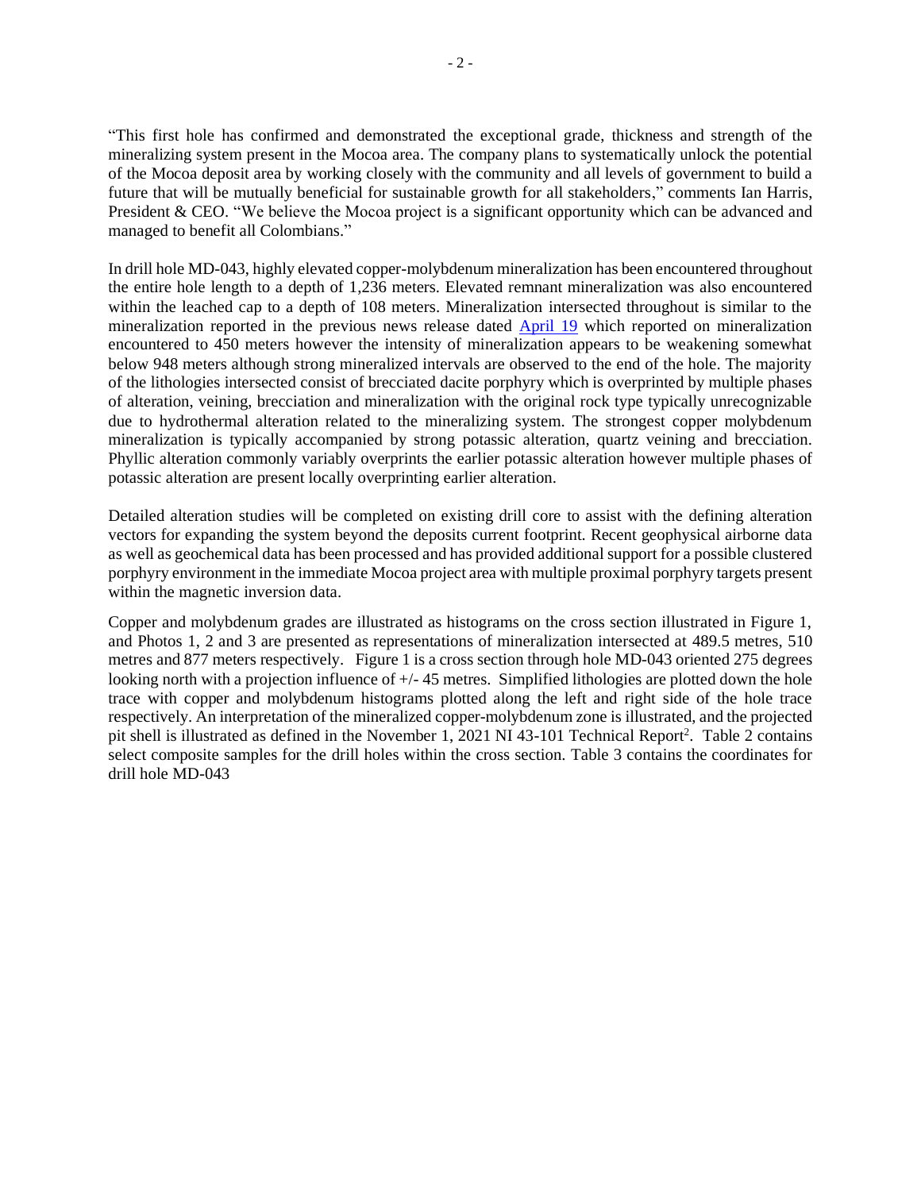"This first hole has confirmed and demonstrated the exceptional grade, thickness and strength of the mineralizing system present in the Mocoa area. The company plans to systematically unlock the potential of the Mocoa deposit area by working closely with the community and all levels of government to build a future that will be mutually beneficial for sustainable growth for all stakeholders," comments Ian Harris, President & CEO. "We believe the Mocoa project is a significant opportunity which can be advanced and managed to benefit all Colombians."

In drill hole MD-043, highly elevated copper-molybdenum mineralization has been encountered throughout the entire hole length to a depth of 1,236 meters. Elevated remnant mineralization was also encountered within the leached cap to a depth of 108 meters. Mineralization intersected throughout is similar to the mineralization reported in the previous news release dated [April 19](#) which reported on mineralization encountered to 450 meters however the intensity of mineralization appears to be weakening somewhat below 948 meters although strong mineralized intervals are observed to the end of the hole. The majority of the lithologies intersected consist of brecciated dacite porphyry which is overprinted by multiple phases of alteration, veining, brecciation and mineralization with the original rock type typically unrecognizable due to hydrothermal alteration related to the mineralizing system. The strongest copper molybdenum mineralization is typically accompanied by strong potassic alteration, quartz veining and brecciation. Phyllic alteration commonly variably overprints the earlier potassic alteration however multiple phases of potassic alteration are present locally overprinting earlier alteration.

Detailed alteration studies will be completed on existing drill core to assist with the defining alteration vectors for expanding the system beyond the deposits current footprint. Recent geophysical airborne data as well as geochemical data has been processed and has provided additional support for a possible clustered porphyry environment in the immediate Mocoa project area with multiple proximal porphyry targets present within the magnetic inversion data.

Copper and molybdenum grades are illustrated as histograms on the cross section illustrated in Figure 1, and Photos 1, 2 and 3 are presented as representations of mineralization intersected at 489.5 metres, 510 metres and 877 meters respectively. Figure 1 is a cross section through hole MD-043 oriented 275 degrees looking north with a projection influence of +/- 45 metres. Simplified lithologies are plotted down the hole trace with copper and molybdenum histograms plotted along the left and right side of the hole trace respectively. An interpretation of the mineralized copper-molybdenum zone is illustrated, and the projected pit shell is illustrated as defined in the November 1, 2021 NI 43-101 Technical Report[2]. Table 2 contains select composite samples for the drill holes within the cross section. Table 3 contains the coordinates for drill hole MD-043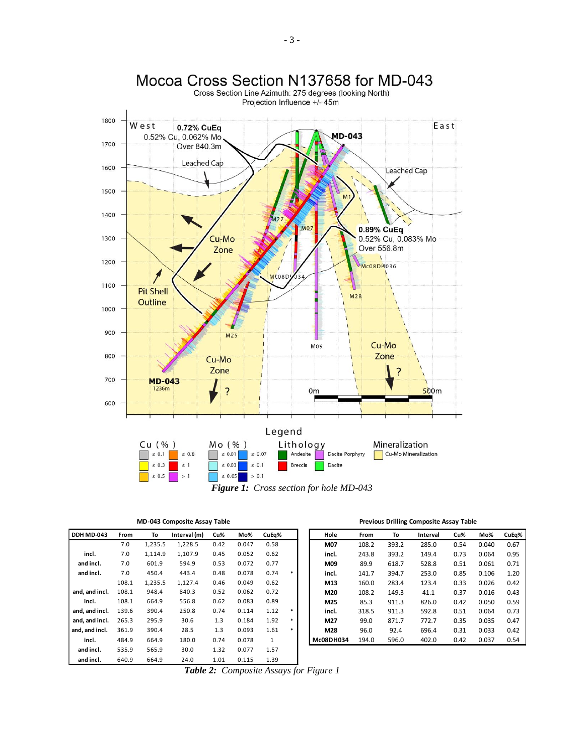# Mocoa Cross Section N137658 for MD-043

Cross Section Line Azimuth: 275 degrees (looking North)
Projection Influence +/- 45m

*Figure 1: Cross section for hole MD-043*

**MD-043 Composite Assay Table**

| DDH MD-043 | From | To | Interval (m) | Cu% | Mo% | CuEq% | |
|---|---|---|---|---|---|---|---|
| | 7.0 | 1,235.5 | 1,228.5 | 0.42 | 0.047 | 0.58 | |
| incl. | 7.0 | 1,114.9 | 1,107.9 | 0.45 | 0.052 | 0.62 | |
| and incl. | 7.0 | 601.9 | 594.9 | 0.53 | 0.072 | 0.77 | |
| and incl. | 7.0 | 450.4 | 443.4 | 0.48 | 0.078 | 0.74 | * |
| | 108.1 | 1,235.5 | 1,127.4 | 0.46 | 0.049 | 0.62 | |
| and, and incl. | 108.1 | 948.4 | 840.3 | 0.52 | 0.062 | 0.72 | |
| incl. | 108.1 | 664.9 | 556.8 | 0.62 | 0.083 | 0.89 | |
| and, and incl. | 139.6 | 390.4 | 250.8 | 0.74 | 0.114 | 1.12 | * |
| and, and incl. | 265.3 | 295.9 | 30.6 | 1.3 | 0.184 | 1.92 | * |
| and, and incl. | 361.9 | 390.4 | 28.5 | 1.3 | 0.093 | 1.61 | * |
| incl. | 484.9 | 664.9 | 180.0 | 0.74 | 0.078 | 1 | |
| and incl. | 535.9 | 565.9 | 30.0 | 1.32 | 0.077 | 1.57 | |
| and incl. | 640.9 | 664.9 | 24.0 | 1.01 | 0.115 | 1.39 | |

**Previous Drilling Composite Assay Table**

| Hole | From | To | Interval | Cu% | Mo% | CuEq% |
|---|---|---|---|---|---|---|
| M07 | 108.2 | 393.2 | 285.0 | 0.54 | 0.040 | 0.67 |
| incl. | 243.8 | 393.2 | 149.4 | 0.73 | 0.064 | 0.95 |
| M09 | 89.9 | 618.7 | 528.8 | 0.51 | 0.061 | 0.71 |
| incl. | 141.7 | 394.7 | 253.0 | 0.85 | 0.106 | 1.20 |
| M13 | 160.0 | 283.4 | 123.4 | 0.33 | 0.026 | 0.42 |
| M20 | 108.2 | 149.3 | 41.1 | 0.37 | 0.016 | 0.43 |
| M25 | 85.3 | 911.3 | 826.0 | 0.42 | 0.050 | 0.59 |
| incl. | 318.5 | 911.3 | 592.8 | 0.51 | 0.064 | 0.73 |
| M27 | 99.0 | 871.7 | 772.7 | 0.35 | 0.035 | 0.47 |
| M28 | 96.0 | 92.4 | 696.4 | 0.31 | 0.033 | 0.42 |
| Mc08DH034 | 194.0 | 596.0 | 402.0 | 0.42 | 0.037 | 0.54 |

*Table 2: Composite Assays for Figure 1*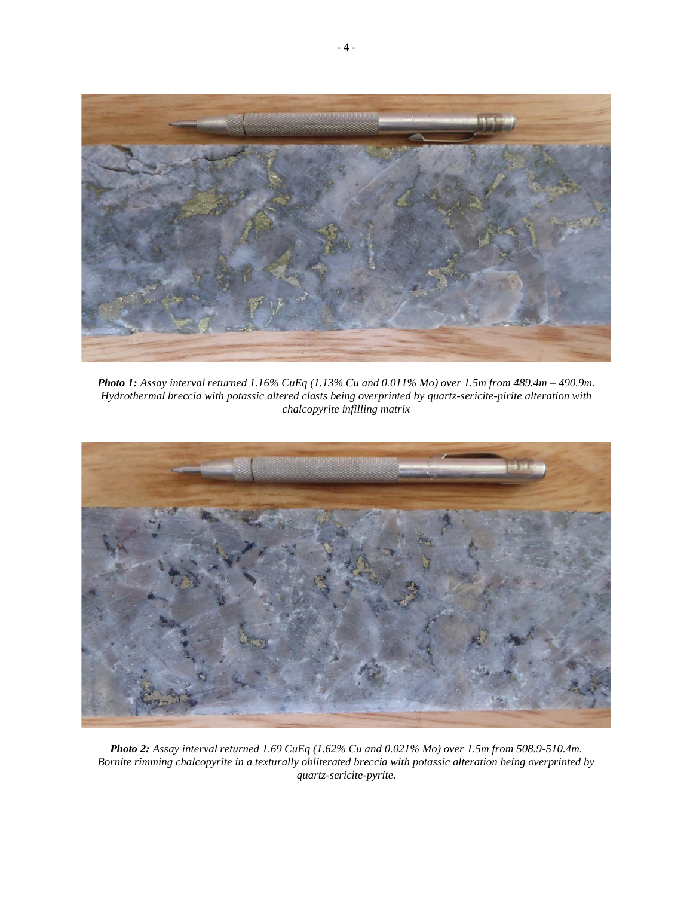***Photo 1:*** *Assay interval returned 1.16% CuEq (1.13% Cu and 0.011% Mo) over 1.5m from 489.4m – 490.9m. Hydrothermal breccia with potassic altered clasts being overprinted by quartz-sericite-pirite alteration with chalcopyrite infilling matrix*

***Photo 2:*** *Assay interval returned 1.69 CuEq (1.62% Cu and 0.021% Mo) over 1.5m from 508.9-510.4m. Bornite rimming chalcopyrite in a texturally obliterated breccia with potassic alteration being overprinted by quartz-sericite-pyrite.*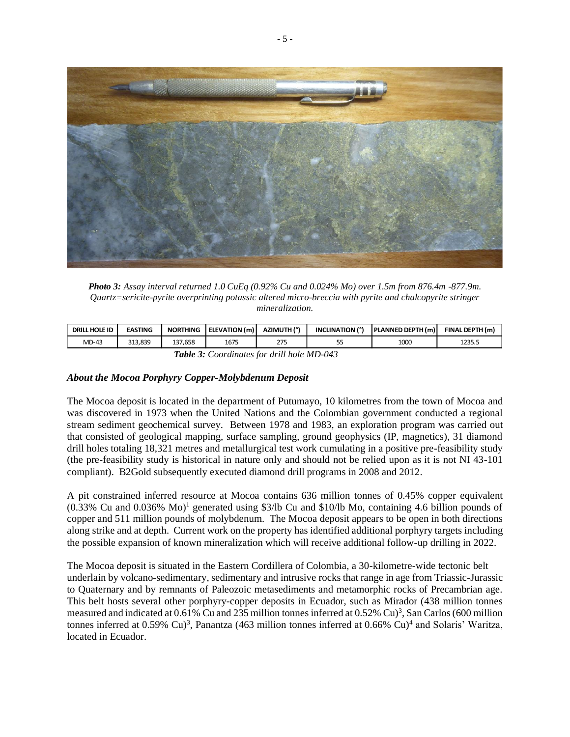***Photo 3:*** *Assay interval returned 1.0 CuEq (0.92% Cu and 0.024% Mo) over 1.5m from 876.4m -877.9m. Quartz=sericite-pyrite overprinting potassic altered micro-breccia with pyrite and chalcopyrite stringer mineralization.*

| DRILL HOLE ID | EASTING | NORTHING | ELEVATION (m) | AZIMUTH (°) | INCLINATION (°) | PLANNED DEPTH (m) | FINAL DEPTH (m) |
|---|---|---|---|---|---|---|---|
| MD-43 | 313,839 | 137,658 | 1675 | 275 | 55 | 1000 | 1235.5 |

***Table 3:*** *Coordinates for drill hole MD-043*

### *About the Mocoa Porphyry Copper-Molybdenum Deposit*

The Mocoa deposit is located in the department of Putumayo, 10 kilometres from the town of Mocoa and was discovered in 1973 when the United Nations and the Colombian government conducted a regional stream sediment geochemical survey. Between 1978 and 1983, an exploration program was carried out that consisted of geological mapping, surface sampling, ground geophysics (IP, magnetics), 31 diamond drill holes totaling 18,321 metres and metallurgical test work cumulating in a positive pre-feasibility study (the pre-feasibility study is historical in nature only and should not be relied upon as it is not NI 43-101 compliant). B2Gold subsequently executed diamond drill programs in 2008 and 2012.

A pit constrained inferred resource at Mocoa contains 636 million tonnes of 0.45% copper equivalent (0.33% Cu and 0.036% Mo)[1] generated using $3/lb Cu and $10/lb Mo, containing 4.6 billion pounds of copper and 511 million pounds of molybdenum. The Mocoa deposit appears to be open in both directions along strike and at depth. Current work on the property has identified additional porphyry targets including the possible expansion of known mineralization which will receive additional follow-up drilling in 2022.

The Mocoa deposit is situated in the Eastern Cordillera of Colombia, a 30-kilometre-wide tectonic belt underlain by volcano-sedimentary, sedimentary and intrusive rocks that range in age from Triassic-Jurassic to Quaternary and by remnants of Paleozoic metasediments and metamorphic rocks of Precambrian age. This belt hosts several other porphyry-copper deposits in Ecuador, such as Mirador (438 million tonnes measured and indicated at 0.61% Cu and 235 million tonnes inferred at 0.52% Cu)[3], San Carlos (600 million tonnes inferred at 0.59% Cu)[3], Panantza (463 million tonnes inferred at 0.66% Cu)[4] and Solaris' Waritza, located in Ecuador.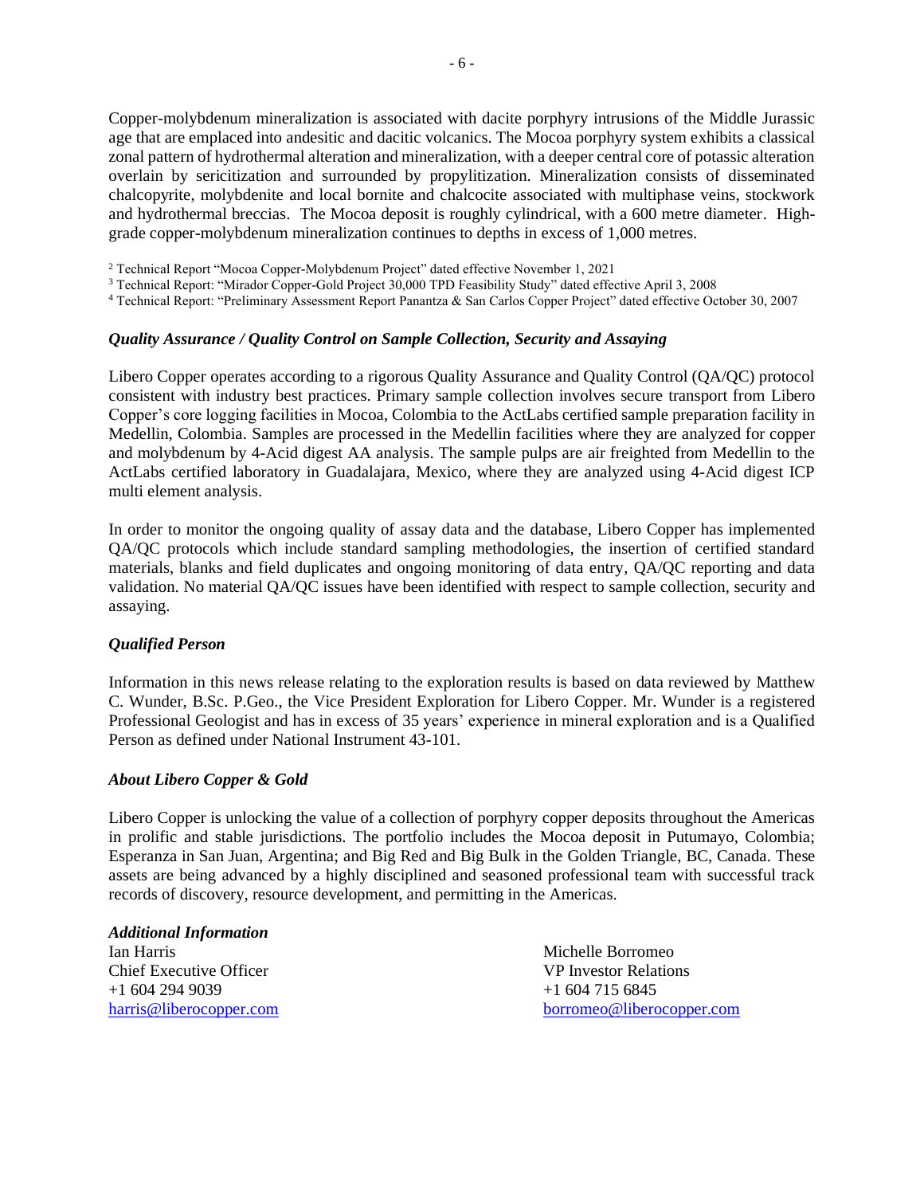Copper-molybdenum mineralization is associated with dacite porphyry intrusions of the Middle Jurassic age that are emplaced into andesitic and dacitic volcanics. The Mocoa porphyry system exhibits a classical zonal pattern of hydrothermal alteration and mineralization, with a deeper central core of potassic alteration overlain by sericitization and surrounded by propylitization. Mineralization consists of disseminated chalcopyrite, molybdenite and local bornite and chalcocite associated with multiphase veins, stockwork and hydrothermal breccias. The Mocoa deposit is roughly cylindrical, with a 600 metre diameter. High-grade copper-molybdenum mineralization continues to depths in excess of 1,000 metres.

[2] Technical Report "Mocoa Copper-Molybdenum Project" dated effective November 1, 2021
[3] Technical Report: "Mirador Copper-Gold Project 30,000 TPD Feasibility Study" dated effective April 3, 2008
[4] Technical Report: "Preliminary Assessment Report Panantza & San Carlos Copper Project" dated effective October 30, 2007

### *Quality Assurance / Quality Control on Sample Collection, Security and Assaying*

Libero Copper operates according to a rigorous Quality Assurance and Quality Control (QA/QC) protocol consistent with industry best practices. Primary sample collection involves secure transport from Libero Copper's core logging facilities in Mocoa, Colombia to the ActLabs certified sample preparation facility in Medellin, Colombia. Samples are processed in the Medellin facilities where they are analyzed for copper and molybdenum by 4-Acid digest AA analysis. The sample pulps are air freighted from Medellin to the ActLabs certified laboratory in Guadalajara, Mexico, where they are analyzed using 4-Acid digest ICP multi element analysis.

In order to monitor the ongoing quality of assay data and the database, Libero Copper has implemented QA/QC protocols which include standard sampling methodologies, the insertion of certified standard materials, blanks and field duplicates and ongoing monitoring of data entry, QA/QC reporting and data validation. No material QA/QC issues have been identified with respect to sample collection, security and assaying.

### *Qualified Person*

Information in this news release relating to the exploration results is based on data reviewed by Matthew C. Wunder, B.Sc. P.Geo., the Vice President Exploration for Libero Copper. Mr. Wunder is a registered Professional Geologist and has in excess of 35 years' experience in mineral exploration and is a Qualified Person as defined under National Instrument 43-101.

### *About Libero Copper & Gold*

Libero Copper is unlocking the value of a collection of porphyry copper deposits throughout the Americas in prolific and stable jurisdictions. The portfolio includes the Mocoa deposit in Putumayo, Colombia; Esperanza in San Juan, Argentina; and Big Red and Big Bulk in the Golden Triangle, BC, Canada. These assets are being advanced by a highly disciplined and seasoned professional team with successful track records of discovery, resource development, and permitting in the Americas.

### *Additional Information*

Ian Harris
Chief Executive Officer
+1 604 294 9039
harris@liberocopper.com

Michelle Borromeo
VP Investor Relations
+1 604 715 6845
borromeo@liberocopper.com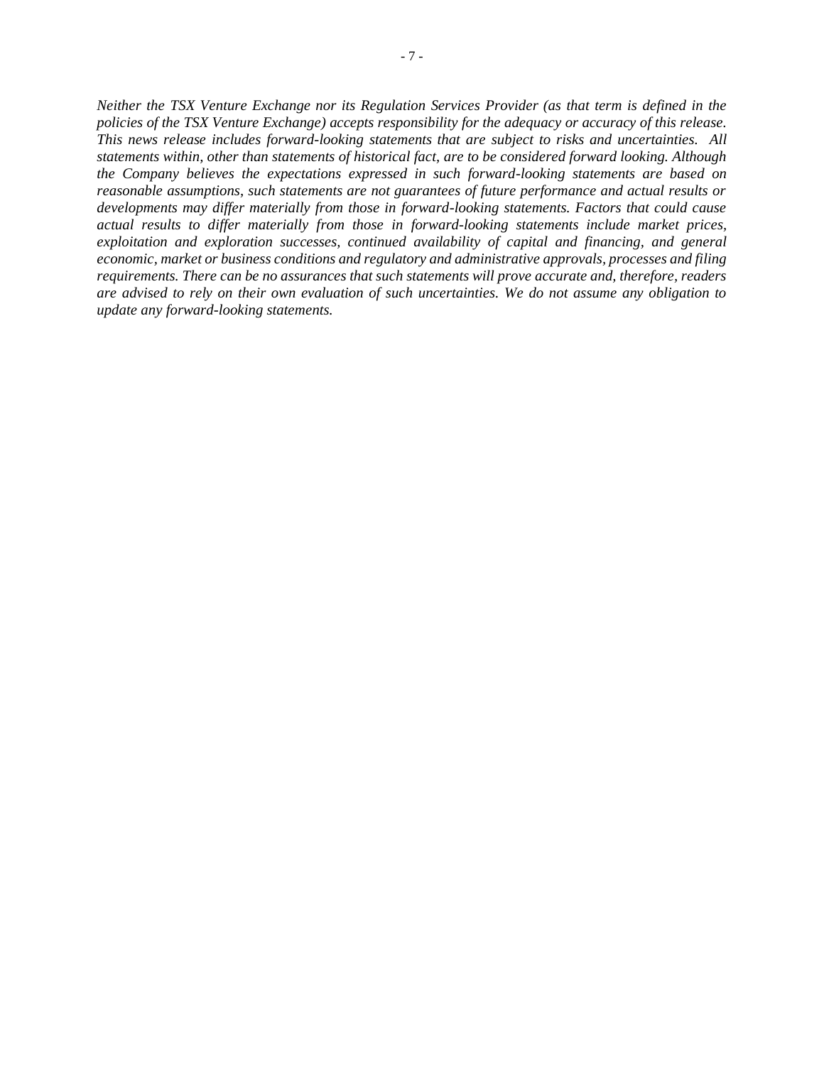*Neither the TSX Venture Exchange nor its Regulation Services Provider (as that term is defined in the policies of the TSX Venture Exchange) accepts responsibility for the adequacy or accuracy of this release. This news release includes forward-looking statements that are subject to risks and uncertainties. All statements within, other than statements of historical fact, are to be considered forward looking. Although the Company believes the expectations expressed in such forward-looking statements are based on reasonable assumptions, such statements are not guarantees of future performance and actual results or developments may differ materially from those in forward-looking statements. Factors that could cause actual results to differ materially from those in forward-looking statements include market prices, exploitation and exploration successes, continued availability of capital and financing, and general economic, market or business conditions and regulatory and administrative approvals, processes and filing requirements. There can be no assurances that such statements will prove accurate and, therefore, readers are advised to rely on their own evaluation of such uncertainties. We do not assume any obligation to update any forward-looking statements.*